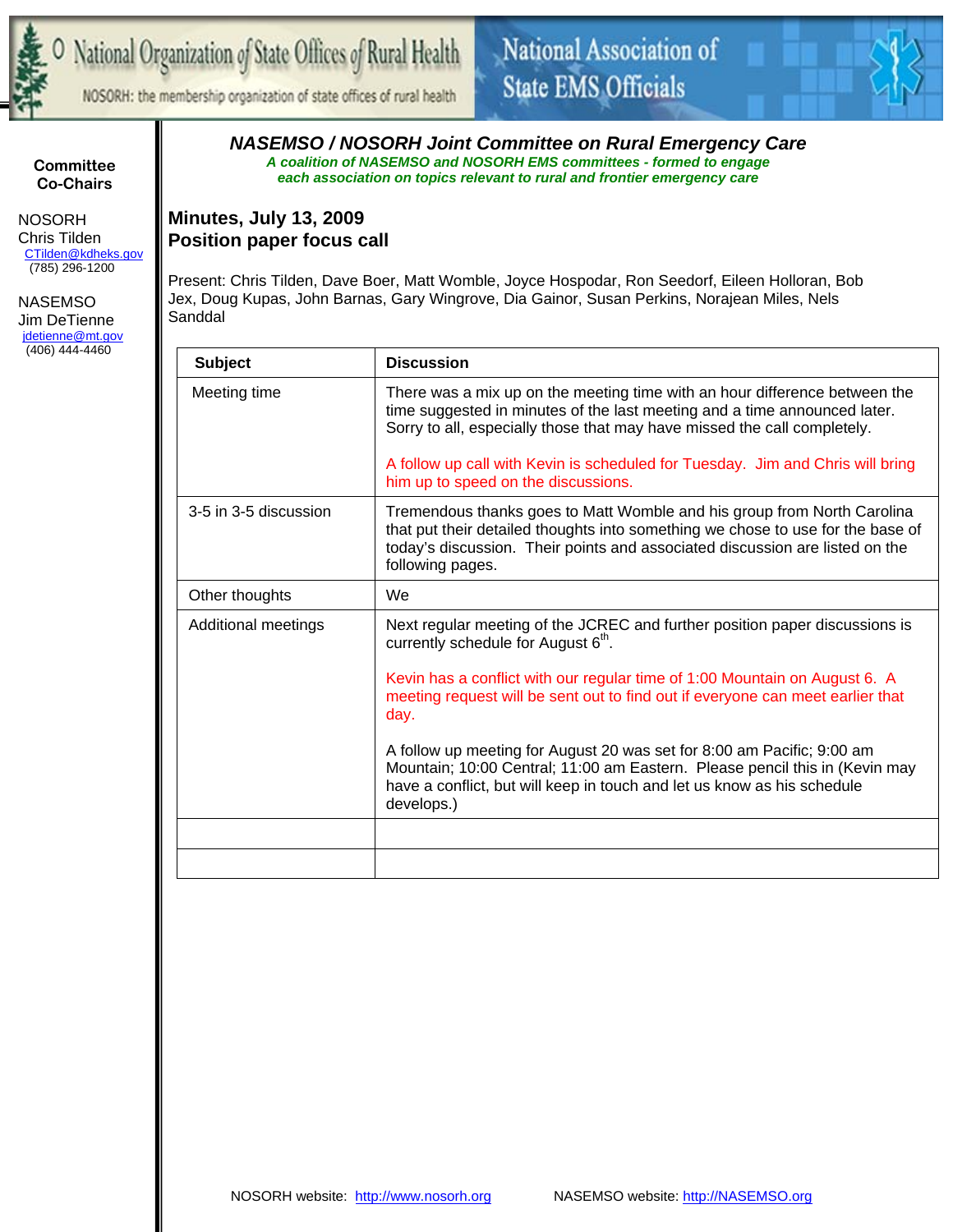National Organization of State Offices of Rural Health

NOSORH: the membership organization of state offices of rural health

National Association of State EMS Officials

**Committee Co-Chairs**

NOSORH
Chris Tilden
CTilden@kdheks.gov
(785) 296-1200

NASEMSO
Jim DeTienne
jdetienne@mt.gov
(406) 444-4460

## *NASEMSO / NOSORH Joint Committee on Rural Emergency Care*

***A coalition of NASEMSO and NOSORH EMS committees - formed to engage each association on topics relevant to rural and frontier emergency care***

### Minutes, July 13, 2009
### Position paper focus call

Present: Chris Tilden, Dave Boer, Matt Womble, Joyce Hospodar, Ron Seedorf, Eileen Holloran, Bob Jex, Doug Kupas, John Barnas, Gary Wingrove, Dia Gainor, Susan Perkins, Norajean Miles, Nels Sanddal

| Subject | Discussion |
|---|---|
| Meeting time | There was a mix up on the meeting time with an hour difference between the time suggested in minutes of the last meeting and a time announced later. Sorry to all, especially those that may have missed the call completely.<br><br>A follow up call with Kevin is scheduled for Tuesday. Jim and Chris will bring him up to speed on the discussions. |
| 3-5 in 3-5 discussion | Tremendous thanks goes to Matt Womble and his group from North Carolina that put their detailed thoughts into something we chose to use for the base of today's discussion. Their points and associated discussion are listed on the following pages. |
| Other thoughts | We |
| Additional meetings | Next regular meeting of the JCREC and further position paper discussions is currently schedule for August 6th.<br><br>Kevin has a conflict with our regular time of 1:00 Mountain on August 6. A meeting request will be sent out to find out if everyone can meet earlier that day.<br><br>A follow up meeting for August 20 was set for 8:00 am Pacific; 9:00 am Mountain; 10:00 Central; 11:00 am Eastern. Please pencil this in (Kevin may have a conflict, but will keep in touch and let us know as his schedule develops.) |
| | |
| | |

NOSORH website: http://www.nosorh.org NASEMSO website: http://NASEMSO.org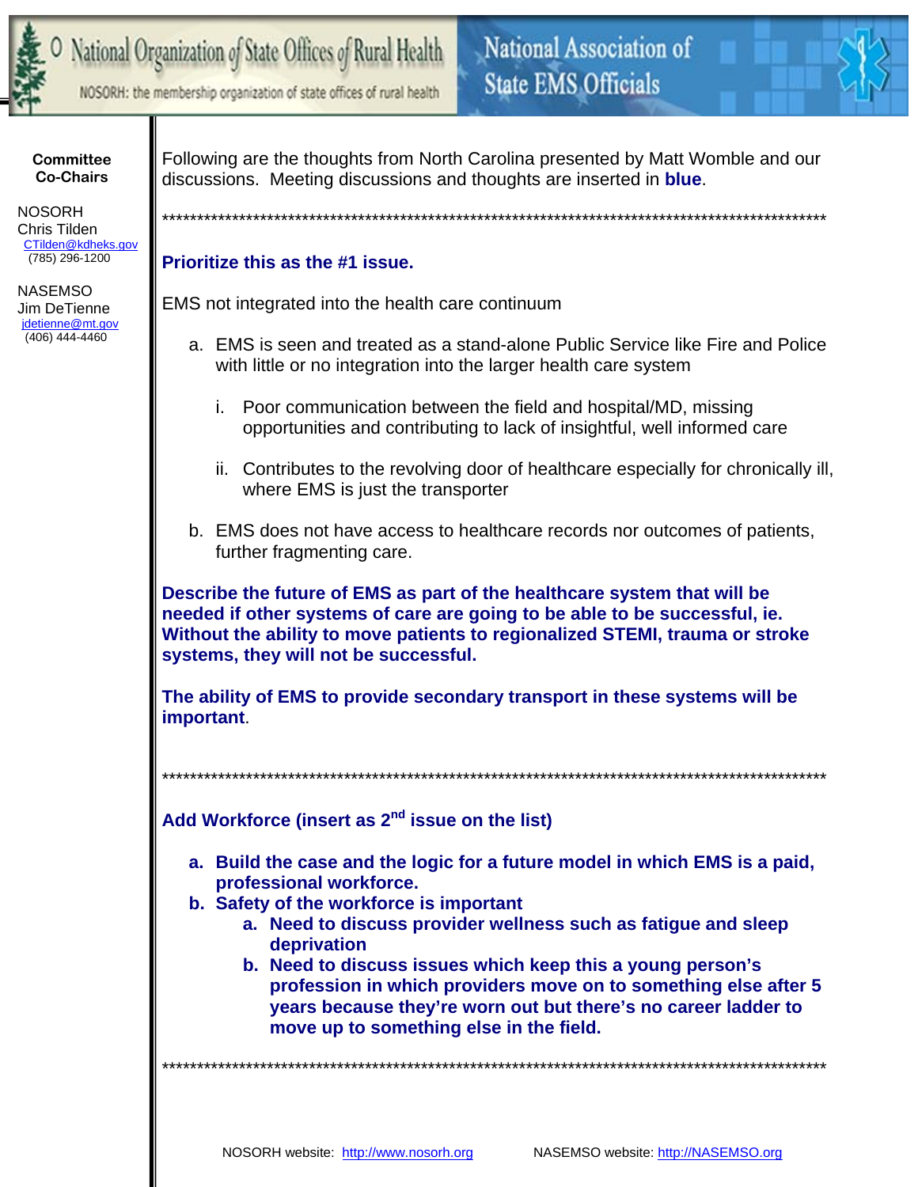**Committee Co-Chairs**

NOSORH
Chris Tilden
CTilden@kdheks.gov
(785) 296-1200

NASEMSO
Jim DeTienne
jdetienne@mt.gov
(406) 444-4460

Following are the thoughts from North Carolina presented by Matt Womble and our discussions. Meeting discussions and thoughts are inserted in **blue**.

*****************************************************************************************************

**Prioritize this as the #1 issue.**

EMS not integrated into the health care continuum

a. EMS is seen and treated as a stand-alone Public Service like Fire and Police with little or no integration into the larger health care system

   i. Poor communication between the field and hospital/MD, missing opportunities and contributing to lack of insightful, well informed care

   ii. Contributes to the revolving door of healthcare especially for chronically ill, where EMS is just the transporter

b. EMS does not have access to healthcare records nor outcomes of patients, further fragmenting care.

**Describe the future of EMS as part of the healthcare system that will be needed if other systems of care are going to be able to be successful, ie. Without the ability to move patients to regionalized STEMI, trauma or stroke systems, they will not be successful.**

**The ability of EMS to provide secondary transport in these systems will be important.**

*****************************************************************************************************

**Add Workforce (insert as 2nd issue on the list)**

a. **Build the case and the logic for a future model in which EMS is a paid, professional workforce.**
b. **Safety of the workforce is important**
   a. **Need to discuss provider wellness such as fatigue and sleep deprivation**
   b. **Need to discuss issues which keep this a young person's profession in which providers move on to something else after 5 years because they're worn out but there's no career ladder to move up to something else in the field.**

*****************************************************************************************************

NOSORH website: http://www.nosorh.org  NASEMSO website: http://NASEMSO.org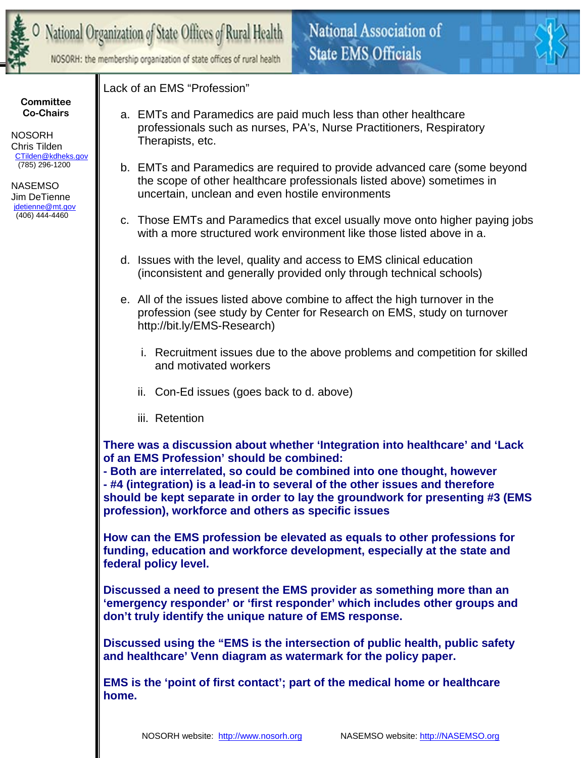Lack of an EMS “Profession”

a. EMTs and Paramedics are paid much less than other healthcare professionals such as nurses, PA’s, Nurse Practitioners, Respiratory Therapists, etc.

b. EMTs and Paramedics are required to provide advanced care (some beyond the scope of other healthcare professionals listed above) sometimes in uncertain, unclean and even hostile environments

c. Those EMTs and Paramedics that excel usually move onto higher paying jobs with a more structured work environment like those listed above in a.

d. Issues with the level, quality and access to EMS clinical education (inconsistent and generally provided only through technical schools)

e. All of the issues listed above combine to affect the high turnover in the profession (see study by Center for Research on EMS, study on turnover http://bit.ly/EMS-Research)

   i. Recruitment issues due to the above problems and competition for skilled and motivated workers

   ii. Con-Ed issues (goes back to d. above)

   iii. Retention

**There was a discussion about whether ‘Integration into healthcare’ and ‘Lack of an EMS Profession’ should be combined:**
**- Both are interrelated, so could be combined into one thought, however**
**- #4 (integration) is a lead-in to several of the other issues and therefore should be kept separate in order to lay the groundwork for presenting #3 (EMS profession), workforce and others as specific issues**

**How can the EMS profession be elevated as equals to other professions for funding, education and workforce development, especially at the state and federal policy level.**

**Discussed a need to present the EMS provider as something more than an ‘emergency responder’ or ‘first responder’ which includes other groups and don’t truly identify the unique nature of EMS response.**

**Discussed using the “EMS is the intersection of public health, public safety and healthcare’ Venn diagram as watermark for the policy paper.**

**EMS is the ‘point of first contact’; part of the medical home or healthcare home.**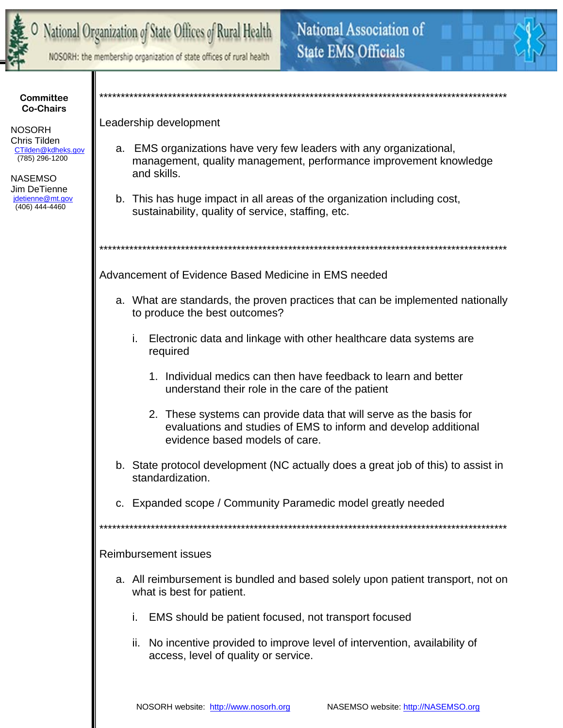**Committee Co-Chairs**

NOSORH
Chris Tilden
CTilden@kdheks.gov
(785) 296-1200

NASEMSO
Jim DeTienne
jdetienne@mt.gov
(406) 444-4460

***************************************************************************************************

Leadership development

a. EMS organizations have very few leaders with any organizational, management, quality management, performance improvement knowledge and skills.

b. This has huge impact in all areas of the organization including cost, sustainability, quality of service, staffing, etc.

***************************************************************************************************

Advancement of Evidence Based Medicine in EMS needed

a. What are standards, the proven practices that can be implemented nationally to produce the best outcomes?

   i. Electronic data and linkage with other healthcare data systems are required

      1. Individual medics can then have feedback to learn and better understand their role in the care of the patient

      2. These systems can provide data that will serve as the basis for evaluations and studies of EMS to inform and develop additional evidence based models of care.

b. State protocol development (NC actually does a great job of this) to assist in standardization.

c. Expanded scope / Community Paramedic model greatly needed

***************************************************************************************************

Reimbursement issues

a. All reimbursement is bundled and based solely upon patient transport, not on what is best for patient.

   i. EMS should be patient focused, not transport focused

   ii. No incentive provided to improve level of intervention, availability of access, level of quality or service.

NOSORH website: http://www.nosorh.org NASEMSO website: http://NASEMSO.org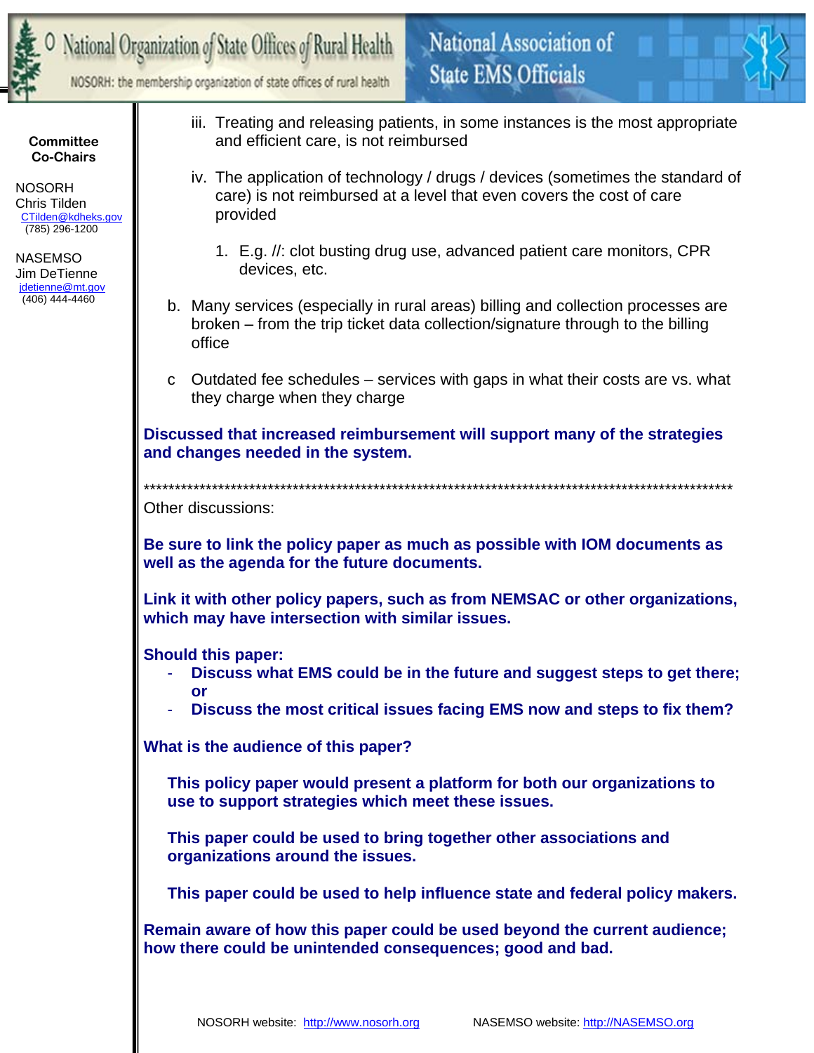**Committee Co-Chairs**

NOSORH
Chris Tilden
CTilden@kdheks.gov
(785) 296-1200

NASEMSO
Jim DeTienne
jdetienne@mt.gov
(406) 444-4460

iii. Treating and releasing patients, in some instances is the most appropriate and efficient care, is not reimbursed

iv. The application of technology / drugs / devices (sometimes the standard of care) is not reimbursed at a level that even covers the cost of care provided

1. E.g. //: clot busting drug use, advanced patient care monitors, CPR devices, etc.

b. Many services (especially in rural areas) billing and collection processes are broken – from the trip ticket data collection/signature through to the billing office

c Outdated fee schedules – services with gaps in what their costs are vs. what they charge when they charge

**Discussed that increased reimbursement will support many of the strategies and changes needed in the system.**

\*\*\*\*\*\*\*\*\*\*\*\*\*\*\*\*\*\*\*\*\*\*\*\*\*\*\*\*\*\*\*\*\*\*\*\*\*\*\*\*\*\*\*\*\*\*\*\*\*\*\*\*\*\*\*\*\*\*\*\*\*\*\*\*\*\*\*\*\*\*\*\*\*\*\*\*\*\*\*\*\*\*\*\*\*\*\*\*\*\*\*\*\*\*\*\*\*\*

Other discussions:

**Be sure to link the policy paper as much as possible with IOM documents as well as the agenda for the future documents.**

**Link it with other policy papers, such as from NEMSAC or other organizations, which may have intersection with similar issues.**

**Should this paper:**

- **Discuss what EMS could be in the future and suggest steps to get there; or**
- **Discuss the most critical issues facing EMS now and steps to fix them?**

**What is the audience of this paper?**

**This policy paper would present a platform for both our organizations to use to support strategies which meet these issues.**

**This paper could be used to bring together other associations and organizations around the issues.**

**This paper could be used to help influence state and federal policy makers.**

**Remain aware of how this paper could be used beyond the current audience; how there could be unintended consequences; good and bad.**